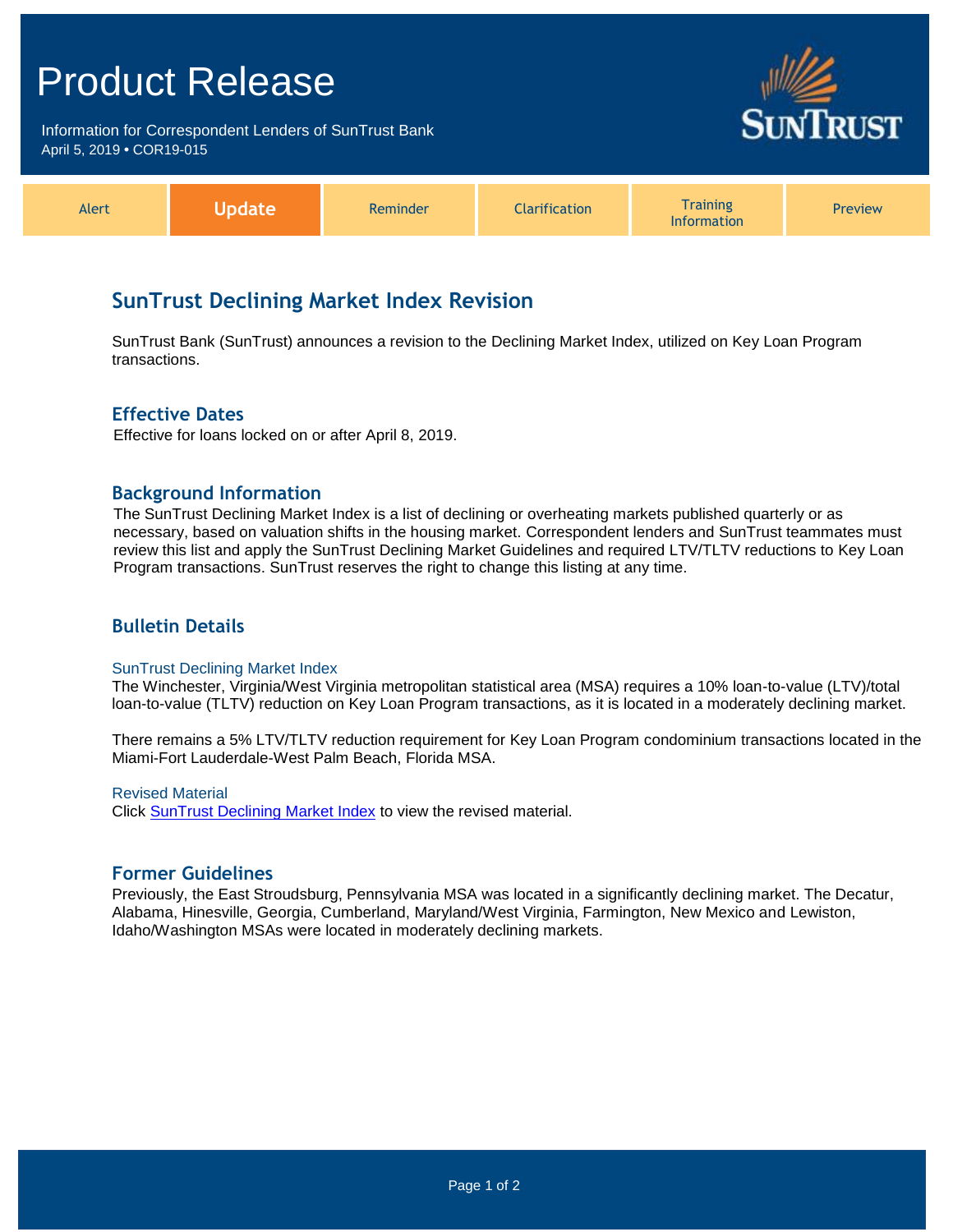# Product Release

Information for Correspondent Lenders of SunTrust Bank
April 5, 2019 • COR19-015

| Alert | **Update** | Reminder | Clarification | Training Information | Preview |
|---|---|---|---|---|---|

## SunTrust Declining Market Index Revision

SunTrust Bank (SunTrust) announces a revision to the Declining Market Index, utilized on Key Loan Program transactions.

### Effective Dates

Effective for loans locked on or after April 8, 2019.

### Background Information

The SunTrust Declining Market Index is a list of declining or overheating markets published quarterly or as necessary, based on valuation shifts in the housing market. Correspondent lenders and SunTrust teammates must review this list and apply the SunTrust Declining Market Guidelines and required LTV/TLTV reductions to Key Loan Program transactions. SunTrust reserves the right to change this listing at any time.

### Bulletin Details

#### SunTrust Declining Market Index

The Winchester, Virginia/West Virginia metropolitan statistical area (MSA) requires a 10% loan-to-value (LTV)/total loan-to-value (TLTV) reduction on Key Loan Program transactions, as it is located in a moderately declining market.

There remains a 5% LTV/TLTV reduction requirement for Key Loan Program condominium transactions located in the Miami-Fort Lauderdale-West Palm Beach, Florida MSA.

#### Revised Material

Click [SunTrust Declining Market Index]() to view the revised material.

### Former Guidelines

Previously, the East Stroudsburg, Pennsylvania MSA was located in a significantly declining market. The Decatur, Alabama, Hinesville, Georgia, Cumberland, Maryland/West Virginia, Farmington, New Mexico and Lewiston, Idaho/Washington MSAs were located in moderately declining markets.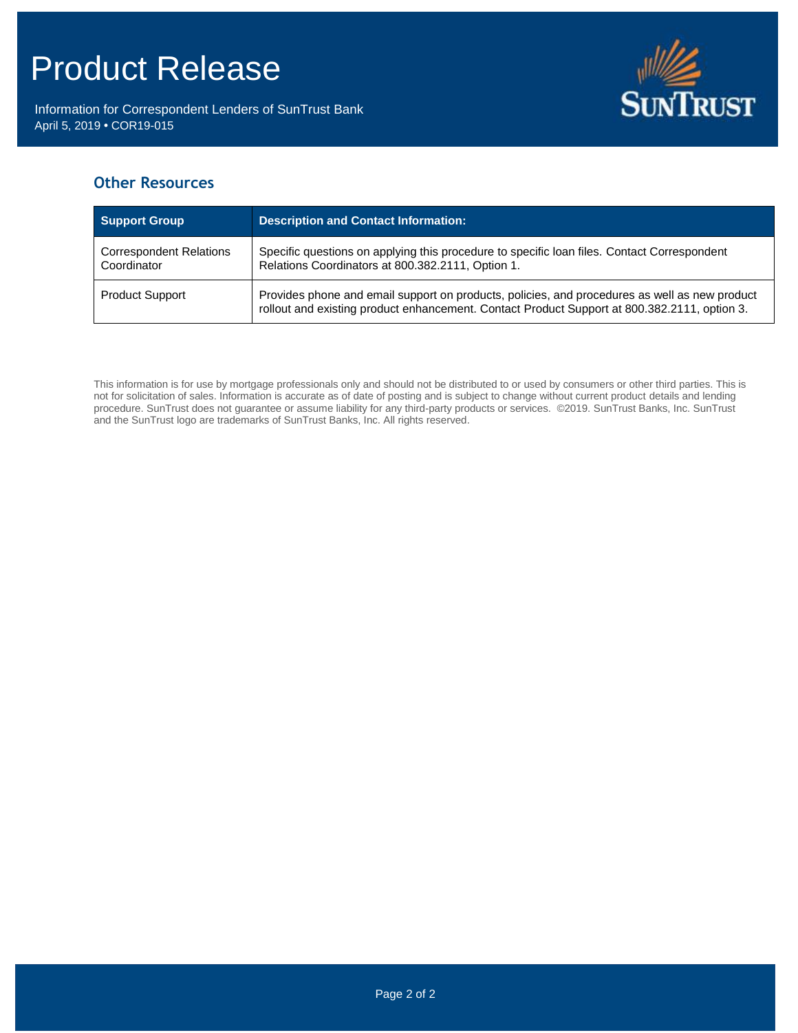## Other Resources

| Support Group | Description and Contact Information: |
|---|---|
| Correspondent Relations Coordinator | Specific questions on applying this procedure to specific loan files. Contact Correspondent Relations Coordinators at 800.382.2111, Option 1. |
| Product Support | Provides phone and email support on products, policies, and procedures as well as new product rollout and existing product enhancement. Contact Product Support at 800.382.2111, option 3. |

This information is for use by mortgage professionals only and should not be distributed to or used by consumers or other third parties. This is not for solicitation of sales. Information is accurate as of date of posting and is subject to change without current product details and lending procedure. SunTrust does not guarantee or assume liability for any third-party products or services. ©2019. SunTrust Banks, Inc. SunTrust and the SunTrust logo are trademarks of SunTrust Banks, Inc. All rights reserved.